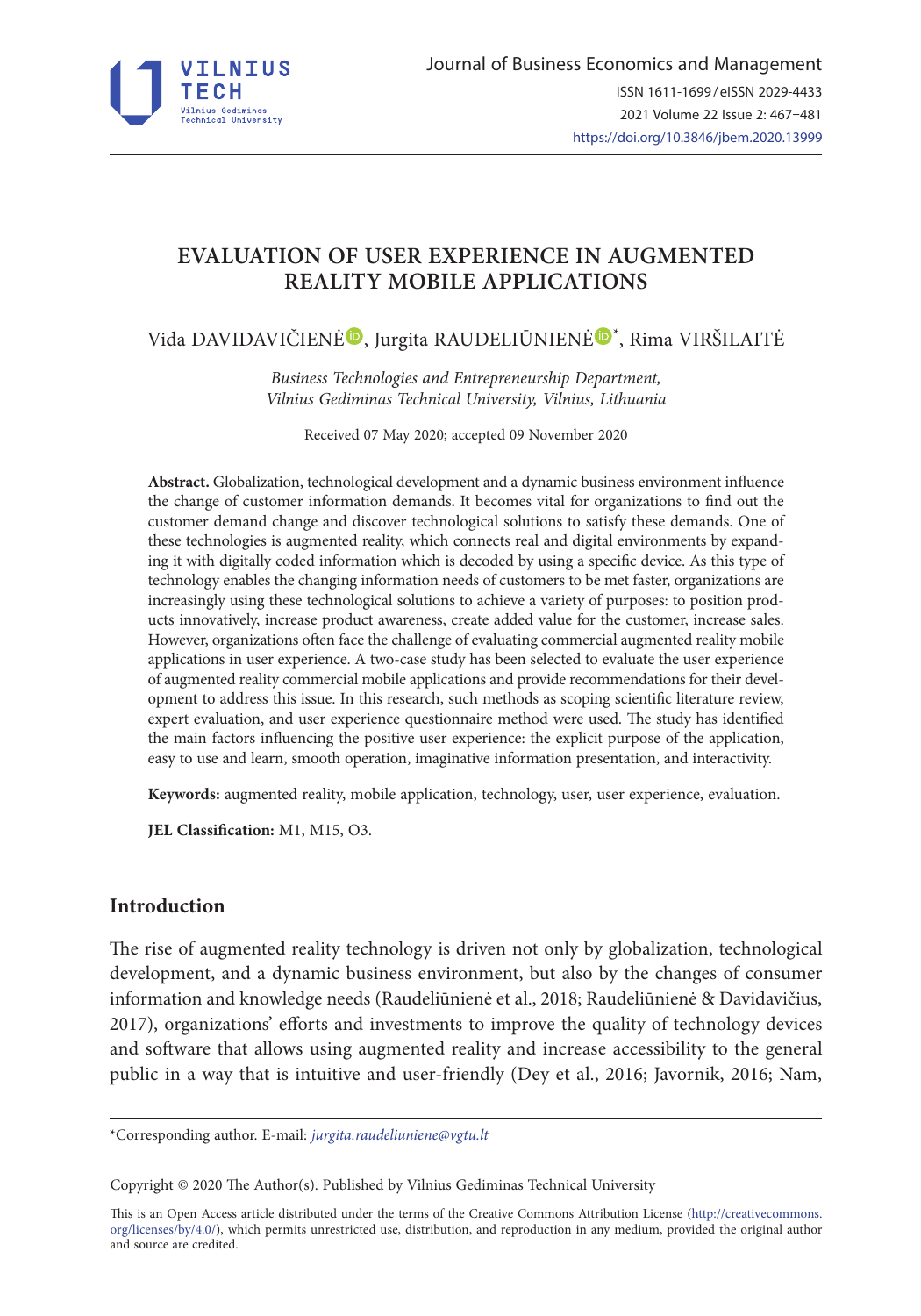# EVALUATION OF USER EXPERIENCE IN AUGMENTED REALITY MOBILE APPLICATIONS

Vida DAVIDAVIČIENĖ, Jurgita RAUDELIŪNIENĖ*, Rima VIRŠILAITĖ

*Business Technologies and Entrepreneurship Department, Vilnius Gediminas Technical University, Vilnius, Lithuania*

Received 07 May 2020; accepted 09 November 2020

**Abstract.** Globalization, technological development and a dynamic business environment influence the change of customer information demands. It becomes vital for organizations to find out the customer demand change and discover technological solutions to satisfy these demands. One of these technologies is augmented reality, which connects real and digital environments by expanding it with digitally coded information which is decoded by using a specific device. As this type of technology enables the changing information needs of customers to be met faster, organizations are increasingly using these technological solutions to achieve a variety of purposes: to position products innovatively, increase product awareness, create added value for the customer, increase sales. However, organizations often face the challenge of evaluating commercial augmented reality mobile applications in user experience. A two-case study has been selected to evaluate the user experience of augmented reality commercial mobile applications and provide recommendations for their development to address this issue. In this research, such methods as scoping scientific literature review, expert evaluation, and user experience questionnaire method were used. The study has identified the main factors influencing the positive user experience: the explicit purpose of the application, easy to use and learn, smooth operation, imaginative information presentation, and interactivity.

**Keywords:** augmented reality, mobile application, technology, user, user experience, evaluation.

**JEL Classification:** M1, M15, O3.

## Introduction

The rise of augmented reality technology is driven not only by globalization, technological development, and a dynamic business environment, but also by the changes of consumer information and knowledge needs (Raudeliūnienė et al., 2018; Raudeliūnienė & Davidavičius, 2017), organizations' efforts and investments to improve the quality of technology devices and software that allows using augmented reality and increase accessibility to the general public in a way that is intuitive and user-friendly (Dey et al., 2016; Javornik, 2016; Nam,

*Corresponding author. E-mail: *jurgita.raudeliuniene@vgtu.lt*

Copyright © 2020 The Author(s). Published by Vilnius Gediminas Technical University

This is an Open Access article distributed under the terms of the Creative Commons Attribution License (http://creativecommons.org/licenses/by/4.0/), which permits unrestricted use, distribution, and reproduction in any medium, provided the original author and source are credited.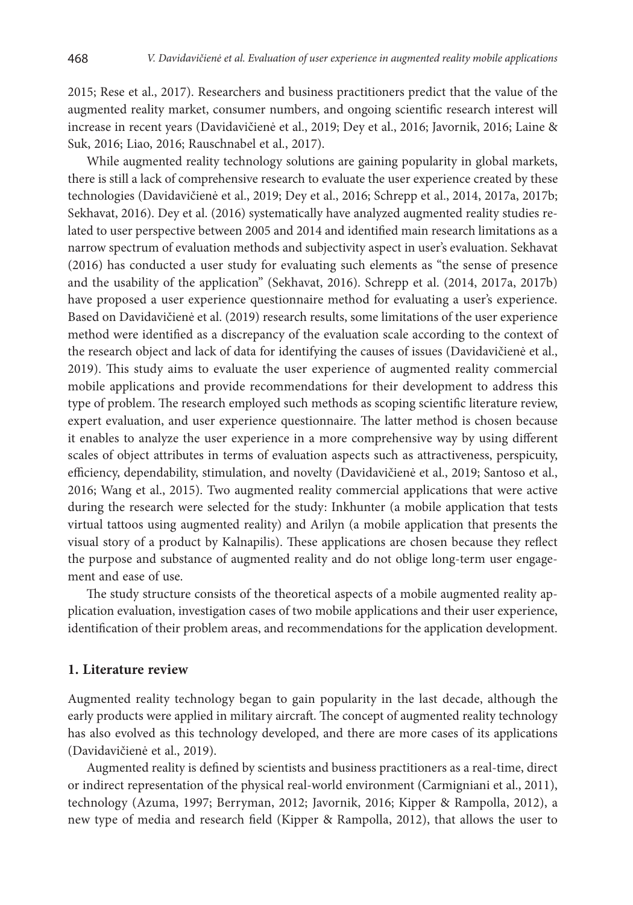2015; Rese et al., 2017). Researchers and business practitioners predict that the value of the augmented reality market, consumer numbers, and ongoing scientific research interest will increase in recent years (Davidavičienė et al., 2019; Dey et al., 2016; Javornik, 2016; Laine & Suk, 2016; Liao, 2016; Rauschnabel et al., 2017).

While augmented reality technology solutions are gaining popularity in global markets, there is still a lack of comprehensive research to evaluate the user experience created by these technologies (Davidavičienė et al., 2019; Dey et al., 2016; Schrepp et al., 2014, 2017a, 2017b; Sekhavat, 2016). Dey et al. (2016) systematically have analyzed augmented reality studies related to user perspective between 2005 and 2014 and identified main research limitations as a narrow spectrum of evaluation methods and subjectivity aspect in user's evaluation. Sekhavat (2016) has conducted a user study for evaluating such elements as "the sense of presence and the usability of the application" (Sekhavat, 2016). Schrepp et al. (2014, 2017a, 2017b) have proposed a user experience questionnaire method for evaluating a user's experience. Based on Davidavičienė et al. (2019) research results, some limitations of the user experience method were identified as a discrepancy of the evaluation scale according to the context of the research object and lack of data for identifying the causes of issues (Davidavičienė et al., 2019). This study aims to evaluate the user experience of augmented reality commercial mobile applications and provide recommendations for their development to address this type of problem. The research employed such methods as scoping scientific literature review, expert evaluation, and user experience questionnaire. The latter method is chosen because it enables to analyze the user experience in a more comprehensive way by using different scales of object attributes in terms of evaluation aspects such as attractiveness, perspicuity, efficiency, dependability, stimulation, and novelty (Davidavičienė et al., 2019; Santoso et al., 2016; Wang et al., 2015). Two augmented reality commercial applications that were active during the research were selected for the study: Inkhunter (a mobile application that tests virtual tattoos using augmented reality) and Arilyn (a mobile application that presents the visual story of a product by Kalnapilis). These applications are chosen because they reflect the purpose and substance of augmented reality and do not oblige long-term user engagement and ease of use.

The study structure consists of the theoretical aspects of a mobile augmented reality application evaluation, investigation cases of two mobile applications and their user experience, identification of their problem areas, and recommendations for the application development.

## 1. Literature review

Augmented reality technology began to gain popularity in the last decade, although the early products were applied in military aircraft. The concept of augmented reality technology has also evolved as this technology developed, and there are more cases of its applications (Davidavičienė et al., 2019).

Augmented reality is defined by scientists and business practitioners as a real-time, direct or indirect representation of the physical real-world environment (Carmigniani et al., 2011), technology (Azuma, 1997; Berryman, 2012; Javornik, 2016; Kipper & Rampolla, 2012), a new type of media and research field (Kipper & Rampolla, 2012), that allows the user to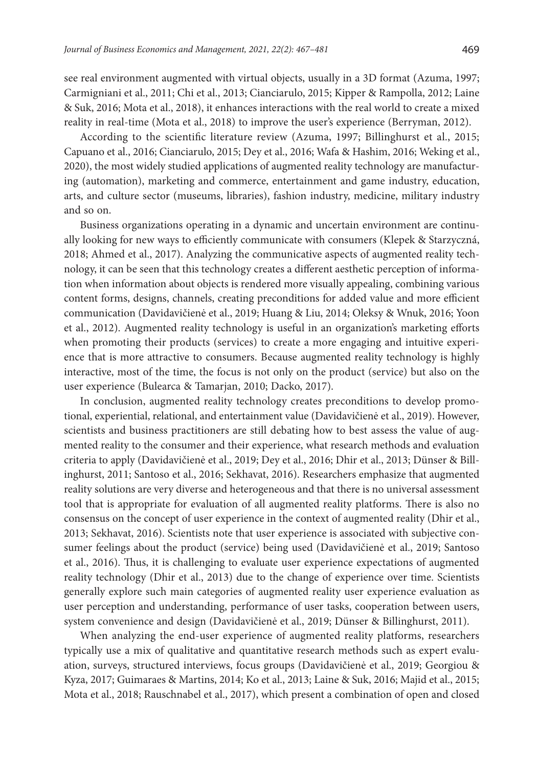see real environment augmented with virtual objects, usually in a 3D format (Azuma, 1997; Carmigniani et al., 2011; Chi et al., 2013; Cianciarulo, 2015; Kipper & Rampolla, 2012; Laine & Suk, 2016; Mota et al., 2018), it enhances interactions with the real world to create a mixed reality in real-time (Mota et al., 2018) to improve the user's experience (Berryman, 2012).

According to the scientific literature review (Azuma, 1997; Billinghurst et al., 2015; Capuano et al., 2016; Cianciarulo, 2015; Dey et al., 2016; Wafa & Hashim, 2016; Weking et al., 2020), the most widely studied applications of augmented reality technology are manufacturing (automation), marketing and commerce, entertainment and game industry, education, arts, and culture sector (museums, libraries), fashion industry, medicine, military industry and so on.

Business organizations operating in a dynamic and uncertain environment are continually looking for new ways to efficiently communicate with consumers (Klepek & Starzyczná, 2018; Ahmed et al., 2017). Analyzing the communicative aspects of augmented reality technology, it can be seen that this technology creates a different aesthetic perception of information when information about objects is rendered more visually appealing, combining various content forms, designs, channels, creating preconditions for added value and more efficient communication (Davidavičienė et al., 2019; Huang & Liu, 2014; Oleksy & Wnuk, 2016; Yoon et al., 2012). Augmented reality technology is useful in an organization's marketing efforts when promoting their products (services) to create a more engaging and intuitive experience that is more attractive to consumers. Because augmented reality technology is highly interactive, most of the time, the focus is not only on the product (service) but also on the user experience (Bulearca & Tamarjan, 2010; Dacko, 2017).

In conclusion, augmented reality technology creates preconditions to develop promotional, experiential, relational, and entertainment value (Davidavičienė et al., 2019). However, scientists and business practitioners are still debating how to best assess the value of augmented reality to the consumer and their experience, what research methods and evaluation criteria to apply (Davidavičienė et al., 2019; Dey et al., 2016; Dhir et al., 2013; Dünser & Billinghurst, 2011; Santoso et al., 2016; Sekhavat, 2016). Researchers emphasize that augmented reality solutions are very diverse and heterogeneous and that there is no universal assessment tool that is appropriate for evaluation of all augmented reality platforms. There is also no consensus on the concept of user experience in the context of augmented reality (Dhir et al., 2013; Sekhavat, 2016). Scientists note that user experience is associated with subjective consumer feelings about the product (service) being used (Davidavičienė et al., 2019; Santoso et al., 2016). Thus, it is challenging to evaluate user experience expectations of augmented reality technology (Dhir et al., 2013) due to the change of experience over time. Scientists generally explore such main categories of augmented reality user experience evaluation as user perception and understanding, performance of user tasks, cooperation between users, system convenience and design (Davidavičienė et al., 2019; Dünser & Billinghurst, 2011).

When analyzing the end-user experience of augmented reality platforms, researchers typically use a mix of qualitative and quantitative research methods such as expert evaluation, surveys, structured interviews, focus groups (Davidavičienė et al., 2019; Georgiou & Kyza, 2017; Guimaraes & Martins, 2014; Ko et al., 2013; Laine & Suk, 2016; Majid et al., 2015; Mota et al., 2018; Rauschnabel et al., 2017), which present a combination of open and closed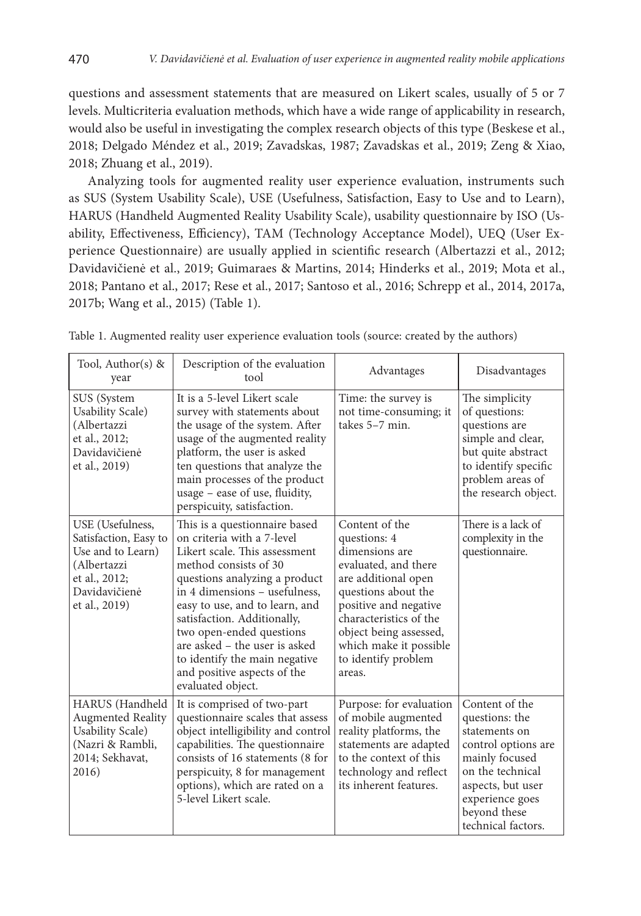questions and assessment statements that are measured on Likert scales, usually of 5 or 7 levels. Multicriteria evaluation methods, which have a wide range of applicability in research, would also be useful in investigating the complex research objects of this type (Beskese et al., 2018; Delgado Méndez et al., 2019; Zavadskas, 1987; Zavadskas et al., 2019; Zeng & Xiao, 2018; Zhuang et al., 2019).

Analyzing tools for augmented reality user experience evaluation, instruments such as SUS (System Usability Scale), USE (Usefulness, Satisfaction, Easy to Use and to Learn), HARUS (Handheld Augmented Reality Usability Scale), usability questionnaire by ISO (Usability, Effectiveness, Efficiency), TAM (Technology Acceptance Model), UEQ (User Experience Questionnaire) are usually applied in scientific research (Albertazzi et al., 2012; Davidavičienė et al., 2019; Guimaraes & Martins, 2014; Hinderks et al., 2019; Mota et al., 2018; Pantano et al., 2017; Rese et al., 2017; Santoso et al., 2016; Schrepp et al., 2014, 2017a, 2017b; Wang et al., 2015) (Table 1).

Table 1. Augmented reality user experience evaluation tools (source: created by the authors)

| Tool, Author(s) & year | Description of the evaluation tool | Advantages | Disadvantages |
|---|---|---|---|
| SUS (System Usability Scale) (Albertazzi et al., 2012; Davidavičienė et al., 2019) | It is a 5-level Likert scale survey with statements about the usage of the system. After usage of the augmented reality platform, the user is asked ten questions that analyze the main processes of the product usage – ease of use, fluidity, perspicuity, satisfaction. | Time: the survey is not time-consuming; it takes 5–7 min. | The simplicity of questions: questions are simple and clear, but quite abstract to identify specific problem areas of the research object. |
| USE (Usefulness, Satisfaction, Easy to Use and to Learn) (Albertazzi et al., 2012; Davidavičienė et al., 2019) | This is a questionnaire based on criteria with a 7-level Likert scale. This assessment method consists of 30 questions analyzing a product in 4 dimensions – usefulness, easy to use, and to learn, and satisfaction. Additionally, two open-ended questions are asked – the user is asked to identify the main negative and positive aspects of the evaluated object. | Content of the questions: 4 dimensions are evaluated, and there are additional open questions about the positive and negative characteristics of the object being assessed, which make it possible to identify problem areas. | There is a lack of complexity in the questionnaire. |
| HARUS (Handheld Augmented Reality Usability Scale) (Nazri & Rambli, 2014; Sekhavat, 2016) | It is comprised of two-part questionnaire scales that assess object intelligibility and control capabilities. The questionnaire consists of 16 statements (8 for perspicuity, 8 for management options), which are rated on a 5-level Likert scale. | Purpose: for evaluation of mobile augmented reality platforms, the statements are adapted to the context of this technology and reflect its inherent features. | Content of the questions: the statements on control options are mainly focused on the technical aspects, but user experience goes beyond these technical factors. |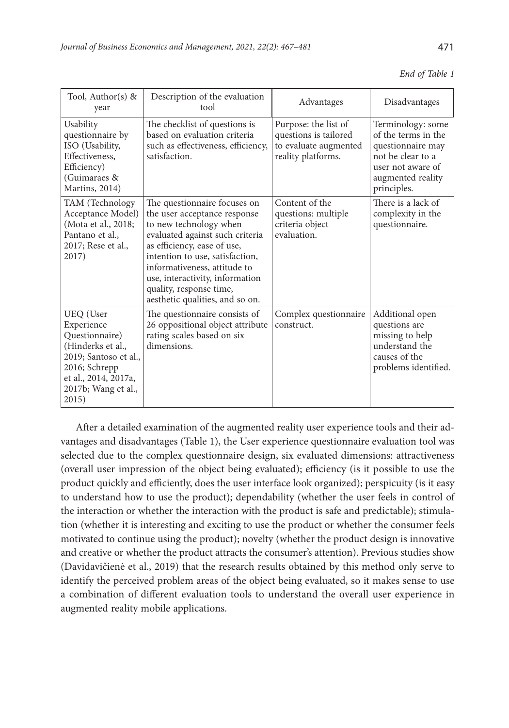*End of Table 1*

| Tool, Author(s) & year | Description of the evaluation tool | Advantages | Disadvantages |
|---|---|---|---|
| Usability questionnaire by ISO (Usability, Effectiveness, Efficiency) (Guimaraes & Martins, 2014) | The checklist of questions is based on evaluation criteria such as effectiveness, efficiency, satisfaction. | Purpose: the list of questions is tailored to evaluate augmented reality platforms. | Terminology: some of the terms in the questionnaire may not be clear to a user not aware of augmented reality principles. |
| TAM (Technology Acceptance Model) (Mota et al., 2018; Pantano et al., 2017; Rese et al., 2017) | The questionnaire focuses on the user acceptance response to new technology when evaluated against such criteria as efficiency, ease of use, intention to use, satisfaction, informativeness, attitude to use, interactivity, information quality, response time, aesthetic qualities, and so on. | Content of the questions: multiple criteria object evaluation. | There is a lack of complexity in the questionnaire. |
| UEQ (User Experience Questionnaire) (Hinderks et al., 2019; Santoso et al., 2016; Schrepp et al., 2014, 2017a, 2017b; Wang et al., 2015) | The questionnaire consists of 26 oppositional object attribute rating scales based on six dimensions. | Complex questionnaire construct. | Additional open questions are missing to help understand the causes of the problems identified. |

After a detailed examination of the augmented reality user experience tools and their advantages and disadvantages (Table 1), the User experience questionnaire evaluation tool was selected due to the complex questionnaire design, six evaluated dimensions: attractiveness (overall user impression of the object being evaluated); efficiency (is it possible to use the product quickly and efficiently, does the user interface look organized); perspicuity (is it easy to understand how to use the product); dependability (whether the user feels in control of the interaction or whether the interaction with the product is safe and predictable); stimulation (whether it is interesting and exciting to use the product or whether the consumer feels motivated to continue using the product); novelty (whether the product design is innovative and creative or whether the product attracts the consumer's attention). Previous studies show (Davidavičienė et al., 2019) that the research results obtained by this method only serve to identify the perceived problem areas of the object being evaluated, so it makes sense to use a combination of different evaluation tools to understand the overall user experience in augmented reality mobile applications.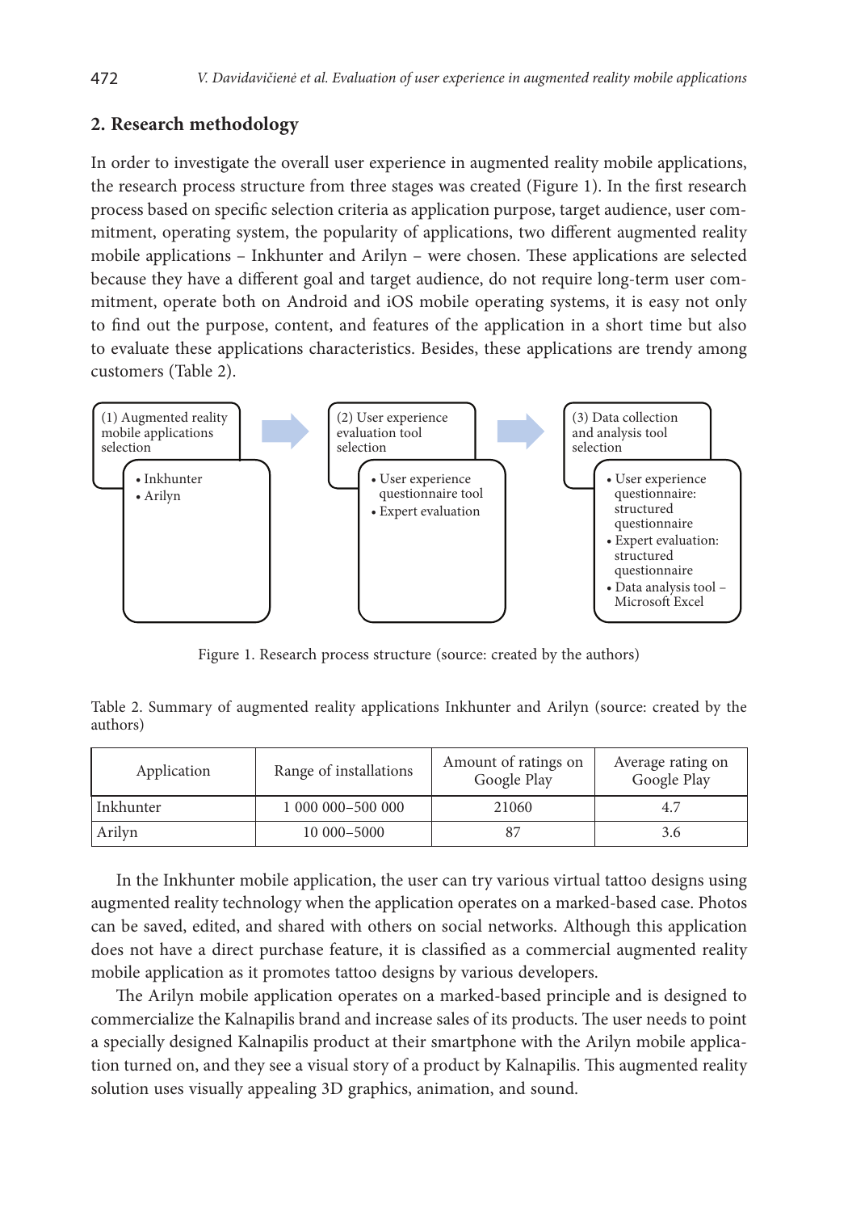## 2. Research methodology

In order to investigate the overall user experience in augmented reality mobile applications, the research process structure from three stages was created (Figure 1). In the first research process based on specific selection criteria as application purpose, target audience, user commitment, operating system, the popularity of applications, two different augmented reality mobile applications – Inkhunter and Arilyn – were chosen. These applications are selected because they have a different goal and target audience, do not require long-term user commitment, operate both on Android and iOS mobile operating systems, it is easy not only to find out the purpose, content, and features of the application in a short time but also to evaluate these applications characteristics. Besides, these applications are trendy among customers (Table 2).

(1) Augmented reality mobile applications selection
- Inkhunter
- Arilyn

(2) User experience evaluation tool selection
- User experience questionnaire tool
- Expert evaluation

(3) Data collection and analysis tool selection
- User experience questionnaire: structured questionnaire
- Expert evaluation: structured questionnaire
- Data analysis tool – Microsoft Excel

Figure 1. Research process structure (source: created by the authors)

Table 2. Summary of augmented reality applications Inkhunter and Arilyn (source: created by the authors)

| Application | Range of installations | Amount of ratings on Google Play | Average rating on Google Play |
|---|---|---|---|
| Inkhunter | 1 000 000–500 000 | 21060 | 4.7 |
| Arilyn | 10 000–5000 | 87 | 3.6 |

In the Inkhunter mobile application, the user can try various virtual tattoo designs using augmented reality technology when the application operates on a marked-based case. Photos can be saved, edited, and shared with others on social networks. Although this application does not have a direct purchase feature, it is classified as a commercial augmented reality mobile application as it promotes tattoo designs by various developers.

The Arilyn mobile application operates on a marked-based principle and is designed to commercialize the Kalnapilis brand and increase sales of its products. The user needs to point a specially designed Kalnapilis product at their smartphone with the Arilyn mobile application turned on, and they see a visual story of a product by Kalnapilis. This augmented reality solution uses visually appealing 3D graphics, animation, and sound.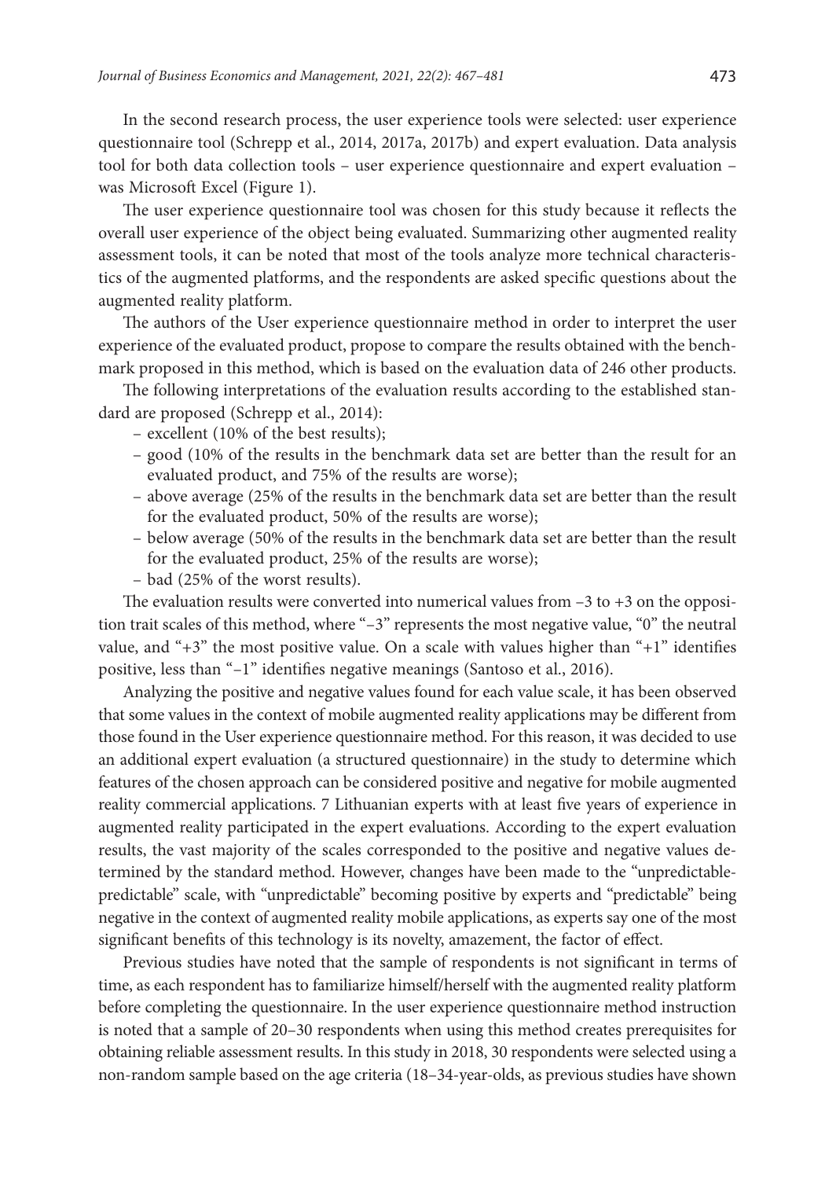In the second research process, the user experience tools were selected: user experience questionnaire tool (Schrepp et al., 2014, 2017a, 2017b) and expert evaluation. Data analysis tool for both data collection tools – user experience questionnaire and expert evaluation – was Microsoft Excel (Figure 1).

The user experience questionnaire tool was chosen for this study because it reflects the overall user experience of the object being evaluated. Summarizing other augmented reality assessment tools, it can be noted that most of the tools analyze more technical characteristics of the augmented platforms, and the respondents are asked specific questions about the augmented reality platform.

The authors of the User experience questionnaire method in order to interpret the user experience of the evaluated product, propose to compare the results obtained with the benchmark proposed in this method, which is based on the evaluation data of 246 other products.

The following interpretations of the evaluation results according to the established standard are proposed (Schrepp et al., 2014):

- excellent (10% of the best results);
- good (10% of the results in the benchmark data set are better than the result for an evaluated product, and 75% of the results are worse);
- above average (25% of the results in the benchmark data set are better than the result for the evaluated product, 50% of the results are worse);
- below average (50% of the results in the benchmark data set are better than the result for the evaluated product, 25% of the results are worse);
- bad (25% of the worst results).

The evaluation results were converted into numerical values from –3 to +3 on the opposition trait scales of this method, where "–3" represents the most negative value, "0" the neutral value, and "+3" the most positive value. On a scale with values higher than "+1" identifies positive, less than "–1" identifies negative meanings (Santoso et al., 2016).

Analyzing the positive and negative values found for each value scale, it has been observed that some values in the context of mobile augmented reality applications may be different from those found in the User experience questionnaire method. For this reason, it was decided to use an additional expert evaluation (a structured questionnaire) in the study to determine which features of the chosen approach can be considered positive and negative for mobile augmented reality commercial applications. 7 Lithuanian experts with at least five years of experience in augmented reality participated in the expert evaluations. According to the expert evaluation results, the vast majority of the scales corresponded to the positive and negative values determined by the standard method. However, changes have been made to the "unpredictable-predictable" scale, with "unpredictable" becoming positive by experts and "predictable" being negative in the context of augmented reality mobile applications, as experts say one of the most significant benefits of this technology is its novelty, amazement, the factor of effect.

Previous studies have noted that the sample of respondents is not significant in terms of time, as each respondent has to familiarize himself/herself with the augmented reality platform before completing the questionnaire. In the user experience questionnaire method instruction is noted that a sample of 20–30 respondents when using this method creates prerequisites for obtaining reliable assessment results. In this study in 2018, 30 respondents were selected using a non-random sample based on the age criteria (18–34-year-olds, as previous studies have shown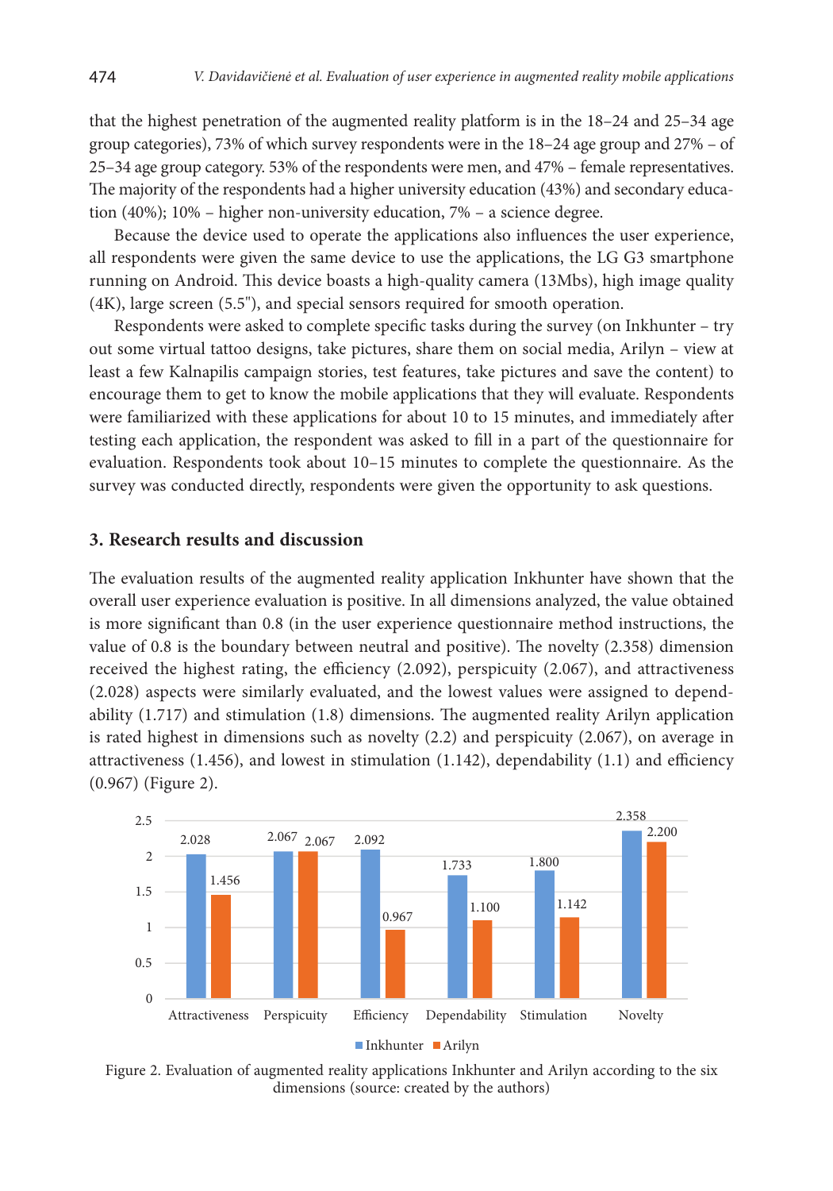that the highest penetration of the augmented reality platform is in the 18–24 and 25–34 age group categories), 73% of which survey respondents were in the 18–24 age group and 27% – of 25–34 age group category. 53% of the respondents were men, and 47% – female representatives. The majority of the respondents had a higher university education (43%) and secondary education (40%); 10% – higher non-university education, 7% – a science degree.

Because the device used to operate the applications also influences the user experience, all respondents were given the same device to use the applications, the LG G3 smartphone running on Android. This device boasts a high-quality camera (13Mbs), high image quality (4K), large screen (5.5"), and special sensors required for smooth operation.

Respondents were asked to complete specific tasks during the survey (on Inkhunter – try out some virtual tattoo designs, take pictures, share them on social media, Arilyn – view at least a few Kalnapilis campaign stories, test features, take pictures and save the content) to encourage them to get to know the mobile applications that they will evaluate. Respondents were familiarized with these applications for about 10 to 15 minutes, and immediately after testing each application, the respondent was asked to fill in a part of the questionnaire for evaluation. Respondents took about 10–15 minutes to complete the questionnaire. As the survey was conducted directly, respondents were given the opportunity to ask questions.

## 3. Research results and discussion

The evaluation results of the augmented reality application Inkhunter have shown that the overall user experience evaluation is positive. In all dimensions analyzed, the value obtained is more significant than 0.8 (in the user experience questionnaire method instructions, the value of 0.8 is the boundary between neutral and positive). The novelty (2.358) dimension received the highest rating, the efficiency (2.092), perspicuity (2.067), and attractiveness (2.028) aspects were similarly evaluated, and the lowest values were assigned to dependability (1.717) and stimulation (1.8) dimensions. The augmented reality Arilyn application is rated highest in dimensions such as novelty (2.2) and perspicuity (2.067), on average in attractiveness (1.456), and lowest in stimulation (1.142), dependability (1.1) and efficiency (0.967) (Figure 2).

| | Attractiveness | Perspicuity | Efficiency | Dependability | Stimulation | Novelty |
|---|---|---|---|---|---|---|
| Inkhunter | 2.028 | 2.067 | 2.092 | 1.733 | 1.800 | 2.358 |
| Arilyn | 1.456 | 2.067 | 0.967 | 1.100 | 1.142 | 2.200 |

Figure 2. Evaluation of augmented reality applications Inkhunter and Arilyn according to the six dimensions (source: created by the authors)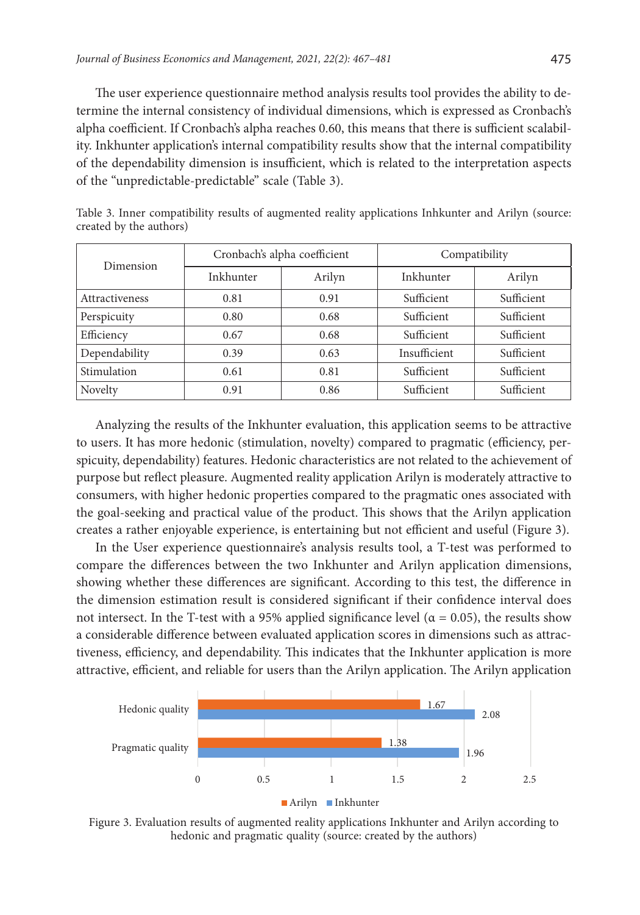The user experience questionnaire method analysis results tool provides the ability to determine the internal consistency of individual dimensions, which is expressed as Cronbach's alpha coefficient. If Cronbach's alpha reaches 0.60, this means that there is sufficient scalability. Inkhunter application's internal compatibility results show that the internal compatibility of the dependability dimension is insufficient, which is related to the interpretation aspects of the "unpredictable-predictable" scale (Table 3).

Table 3. Inner compatibility results of augmented reality applications Inhkunter and Arilyn (source: created by the authors)

| Dimension | Cronbach's alpha coefficient | | Compatibility | |
|---|---|---|---|---|
| | Inkhunter | Arilyn | Inkhunter | Arilyn |
| Attractiveness | 0.81 | 0.91 | Sufficient | Sufficient |
| Perspicuity | 0.80 | 0.68 | Sufficient | Sufficient |
| Efficiency | 0.67 | 0.68 | Sufficient | Sufficient |
| Dependability | 0.39 | 0.63 | Insufficient | Sufficient |
| Stimulation | 0.61 | 0.81 | Sufficient | Sufficient |
| Novelty | 0.91 | 0.86 | Sufficient | Sufficient |

Analyzing the results of the Inkhunter evaluation, this application seems to be attractive to users. It has more hedonic (stimulation, novelty) compared to pragmatic (efficiency, perspicuity, dependability) features. Hedonic characteristics are not related to the achievement of purpose but reflect pleasure. Augmented reality application Arilyn is moderately attractive to consumers, with higher hedonic properties compared to the pragmatic ones associated with the goal-seeking and practical value of the product. This shows that the Arilyn application creates a rather enjoyable experience, is entertaining but not efficient and useful (Figure 3).

In the User experience questionnaire's analysis results tool, a T-test was performed to compare the differences between the two Inkhunter and Arilyn application dimensions, showing whether these differences are significant. According to this test, the difference in the dimension estimation result is considered significant if their confidence interval does not intersect. In the T-test with a 95% applied significance level ($\alpha = 0.05$), the results show a considerable difference between evaluated application scores in dimensions such as attractiveness, efficiency, and dependability. This indicates that the Inkhunter application is more attractive, efficient, and reliable for users than the Arilyn application. The Arilyn application

Figure 3. Evaluation results of augmented reality applications Inkhunter and Arilyn according to hedonic and pragmatic quality (source: created by the authors)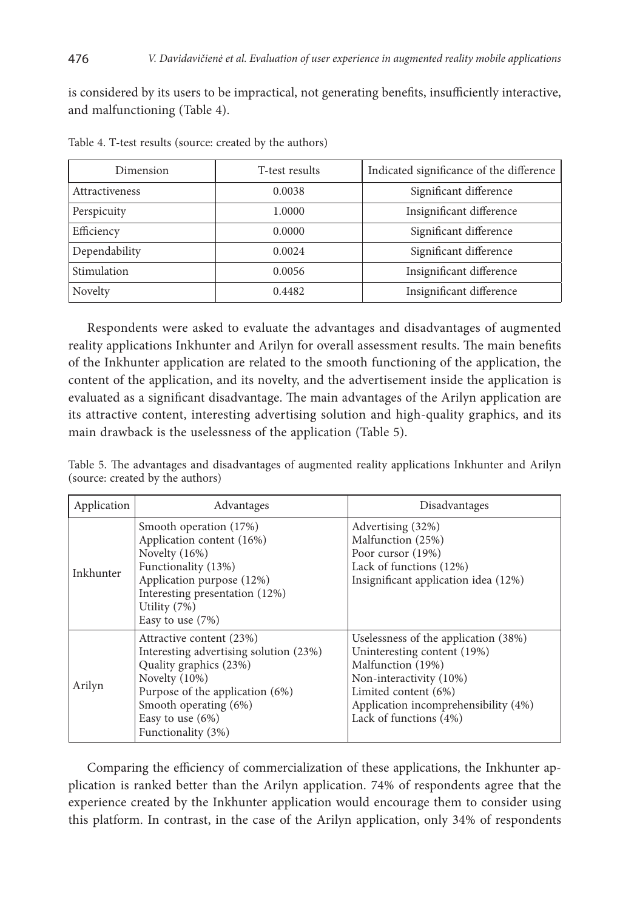is considered by its users to be impractical, not generating benefits, insufficiently interactive, and malfunctioning (Table 4).

Table 4. T-test results (source: created by the authors)

| Dimension | T-test results | Indicated significance of the difference |
|---|---|---|
| Attractiveness | 0.0038 | Significant difference |
| Perspicuity | 1.0000 | Insignificant difference |
| Efficiency | 0.0000 | Significant difference |
| Dependability | 0.0024 | Significant difference |
| Stimulation | 0.0056 | Insignificant difference |
| Novelty | 0.4482 | Insignificant difference |

Respondents were asked to evaluate the advantages and disadvantages of augmented reality applications Inkhunter and Arilyn for overall assessment results. The main benefits of the Inkhunter application are related to the smooth functioning of the application, the content of the application, and its novelty, and the advertisement inside the application is evaluated as a significant disadvantage. The main advantages of the Arilyn application are its attractive content, interesting advertising solution and high-quality graphics, and its main drawback is the uselessness of the application (Table 5).

Table 5. The advantages and disadvantages of augmented reality applications Inkhunter and Arilyn (source: created by the authors)

| Application | Advantages | Disadvantages |
|---|---|---|
| Inkhunter | Smooth operation (17%)<br>Application content (16%)<br>Novelty (16%)<br>Functionality (13%)<br>Application purpose (12%)<br>Interesting presentation (12%)<br>Utility (7%)<br>Easy to use (7%) | Advertising (32%)<br>Malfunction (25%)<br>Poor cursor (19%)<br>Lack of functions (12%)<br>Insignificant application idea (12%) |
| Arilyn | Attractive content (23%)<br>Interesting advertising solution (23%)<br>Quality graphics (23%)<br>Novelty (10%)<br>Purpose of the application (6%)<br>Smooth operating (6%)<br>Easy to use (6%)<br>Functionality (3%) | Uselessness of the application (38%)<br>Uninteresting content (19%)<br>Malfunction (19%)<br>Non-interactivity (10%)<br>Limited content (6%)<br>Application incomprehensibility (4%)<br>Lack of functions (4%) |

Comparing the efficiency of commercialization of these applications, the Inkhunter application is ranked better than the Arilyn application. 74% of respondents agree that the experience created by the Inkhunter application would encourage them to consider using this platform. In contrast, in the case of the Arilyn application, only 34% of respondents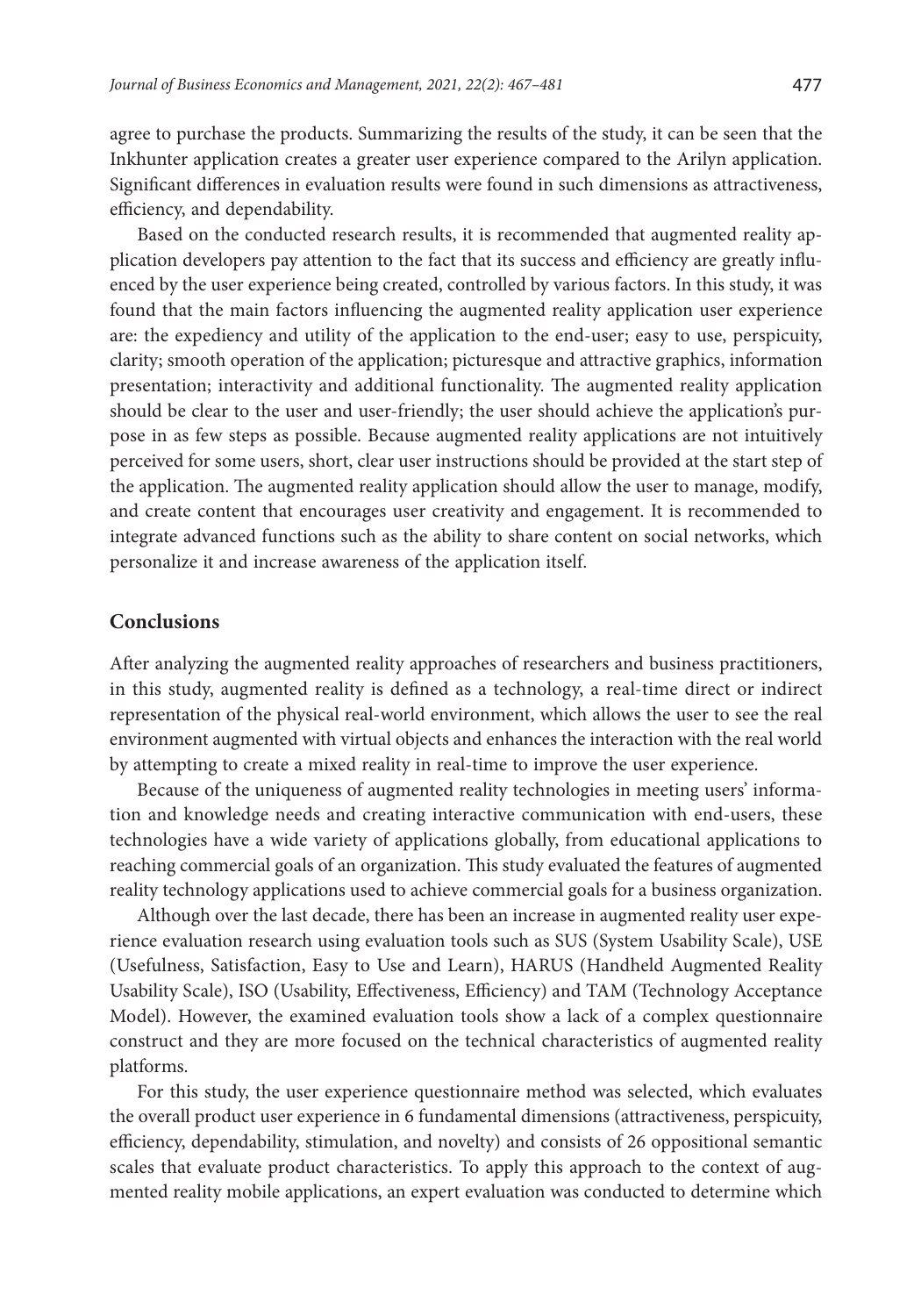agree to purchase the products. Summarizing the results of the study, it can be seen that the Inkhunter application creates a greater user experience compared to the Arilyn application. Significant differences in evaluation results were found in such dimensions as attractiveness, efficiency, and dependability.

Based on the conducted research results, it is recommended that augmented reality application developers pay attention to the fact that its success and efficiency are greatly influenced by the user experience being created, controlled by various factors. In this study, it was found that the main factors influencing the augmented reality application user experience are: the expediency and utility of the application to the end-user; easy to use, perspicuity, clarity; smooth operation of the application; picturesque and attractive graphics, information presentation; interactivity and additional functionality. The augmented reality application should be clear to the user and user-friendly; the user should achieve the application's purpose in as few steps as possible. Because augmented reality applications are not intuitively perceived for some users, short, clear user instructions should be provided at the start step of the application. The augmented reality application should allow the user to manage, modify, and create content that encourages user creativity and engagement. It is recommended to integrate advanced functions such as the ability to share content on social networks, which personalize it and increase awareness of the application itself.

## Conclusions

After analyzing the augmented reality approaches of researchers and business practitioners, in this study, augmented reality is defined as a technology, a real-time direct or indirect representation of the physical real-world environment, which allows the user to see the real environment augmented with virtual objects and enhances the interaction with the real world by attempting to create a mixed reality in real-time to improve the user experience.

Because of the uniqueness of augmented reality technologies in meeting users' information and knowledge needs and creating interactive communication with end-users, these technologies have a wide variety of applications globally, from educational applications to reaching commercial goals of an organization. This study evaluated the features of augmented reality technology applications used to achieve commercial goals for a business organization.

Although over the last decade, there has been an increase in augmented reality user experience evaluation research using evaluation tools such as SUS (System Usability Scale), USE (Usefulness, Satisfaction, Easy to Use and Learn), HARUS (Handheld Augmented Reality Usability Scale), ISO (Usability, Effectiveness, Efficiency) and TAM (Technology Acceptance Model). However, the examined evaluation tools show a lack of a complex questionnaire construct and they are more focused on the technical characteristics of augmented reality platforms.

For this study, the user experience questionnaire method was selected, which evaluates the overall product user experience in 6 fundamental dimensions (attractiveness, perspicuity, efficiency, dependability, stimulation, and novelty) and consists of 26 oppositional semantic scales that evaluate product characteristics. To apply this approach to the context of augmented reality mobile applications, an expert evaluation was conducted to determine which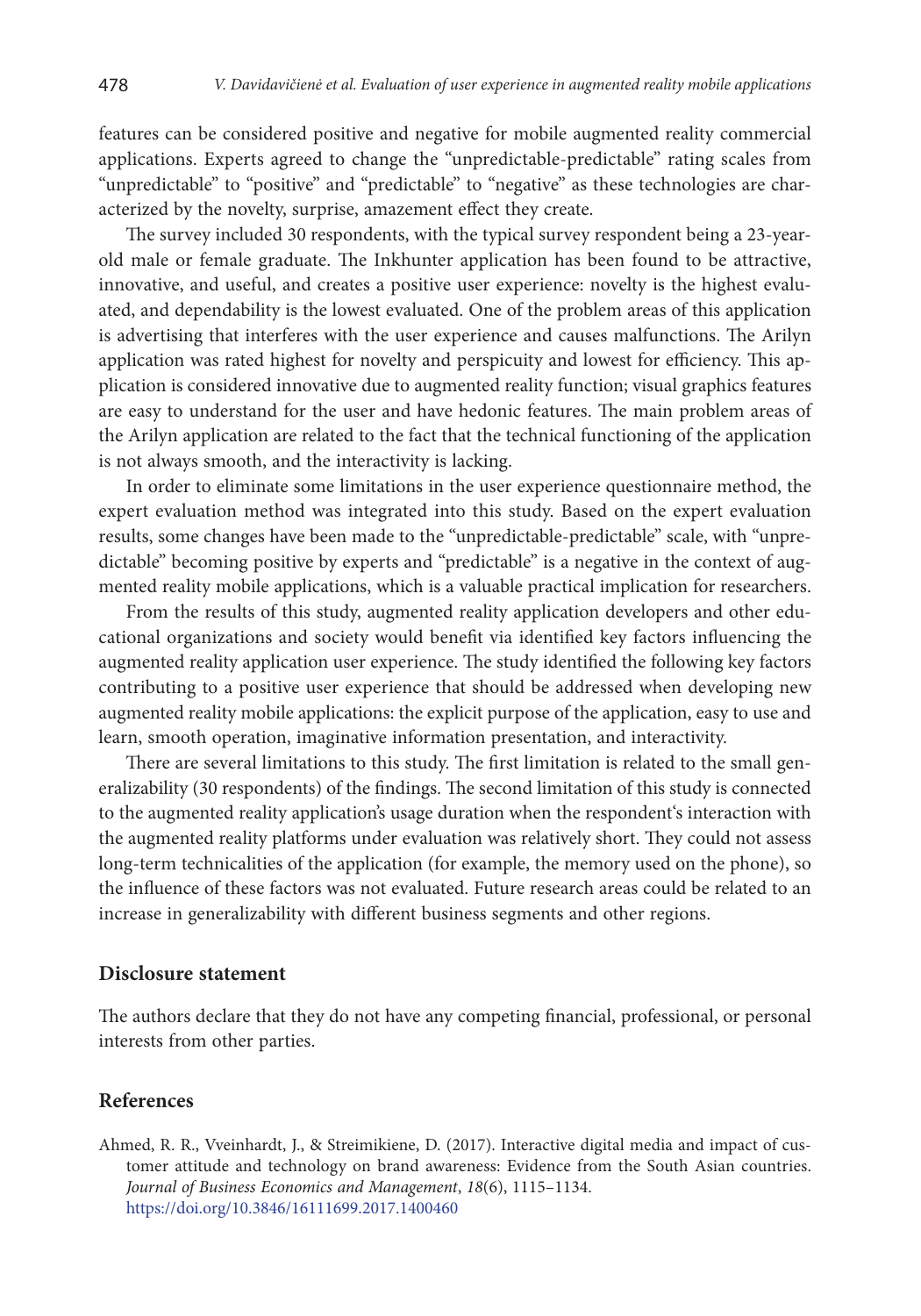features can be considered positive and negative for mobile augmented reality commercial applications. Experts agreed to change the "unpredictable-predictable" rating scales from "unpredictable" to "positive" and "predictable" to "negative" as these technologies are characterized by the novelty, surprise, amazement effect they create.

The survey included 30 respondents, with the typical survey respondent being a 23-year-old male or female graduate. The Inkhunter application has been found to be attractive, innovative, and useful, and creates a positive user experience: novelty is the highest evaluated, and dependability is the lowest evaluated. One of the problem areas of this application is advertising that interferes with the user experience and causes malfunctions. The Arilyn application was rated highest for novelty and perspicuity and lowest for efficiency. This application is considered innovative due to augmented reality function; visual graphics features are easy to understand for the user and have hedonic features. The main problem areas of the Arilyn application are related to the fact that the technical functioning of the application is not always smooth, and the interactivity is lacking.

In order to eliminate some limitations in the user experience questionnaire method, the expert evaluation method was integrated into this study. Based on the expert evaluation results, some changes have been made to the "unpredictable-predictable" scale, with "unpredictable" becoming positive by experts and "predictable" is a negative in the context of augmented reality mobile applications, which is a valuable practical implication for researchers.

From the results of this study, augmented reality application developers and other educational organizations and society would benefit via identified key factors influencing the augmented reality application user experience. The study identified the following key factors contributing to a positive user experience that should be addressed when developing new augmented reality mobile applications: the explicit purpose of the application, easy to use and learn, smooth operation, imaginative information presentation, and interactivity.

There are several limitations to this study. The first limitation is related to the small generalizability (30 respondents) of the findings. The second limitation of this study is connected to the augmented reality application's usage duration when the respondent's interaction with the augmented reality platforms under evaluation was relatively short. They could not assess long-term technicalities of the application (for example, the memory used on the phone), so the influence of these factors was not evaluated. Future research areas could be related to an increase in generalizability with different business segments and other regions.

## Disclosure statement

The authors declare that they do not have any competing financial, professional, or personal interests from other parties.

## References

Ahmed, R. R., Vveinhardt, J., & Streimikiene, D. (2017). Interactive digital media and impact of customer attitude and technology on brand awareness: Evidence from the South Asian countries. *Journal of Business Economics and Management*, *18*(6), 1115–1134. https://doi.org/10.3846/16111699.2017.1400460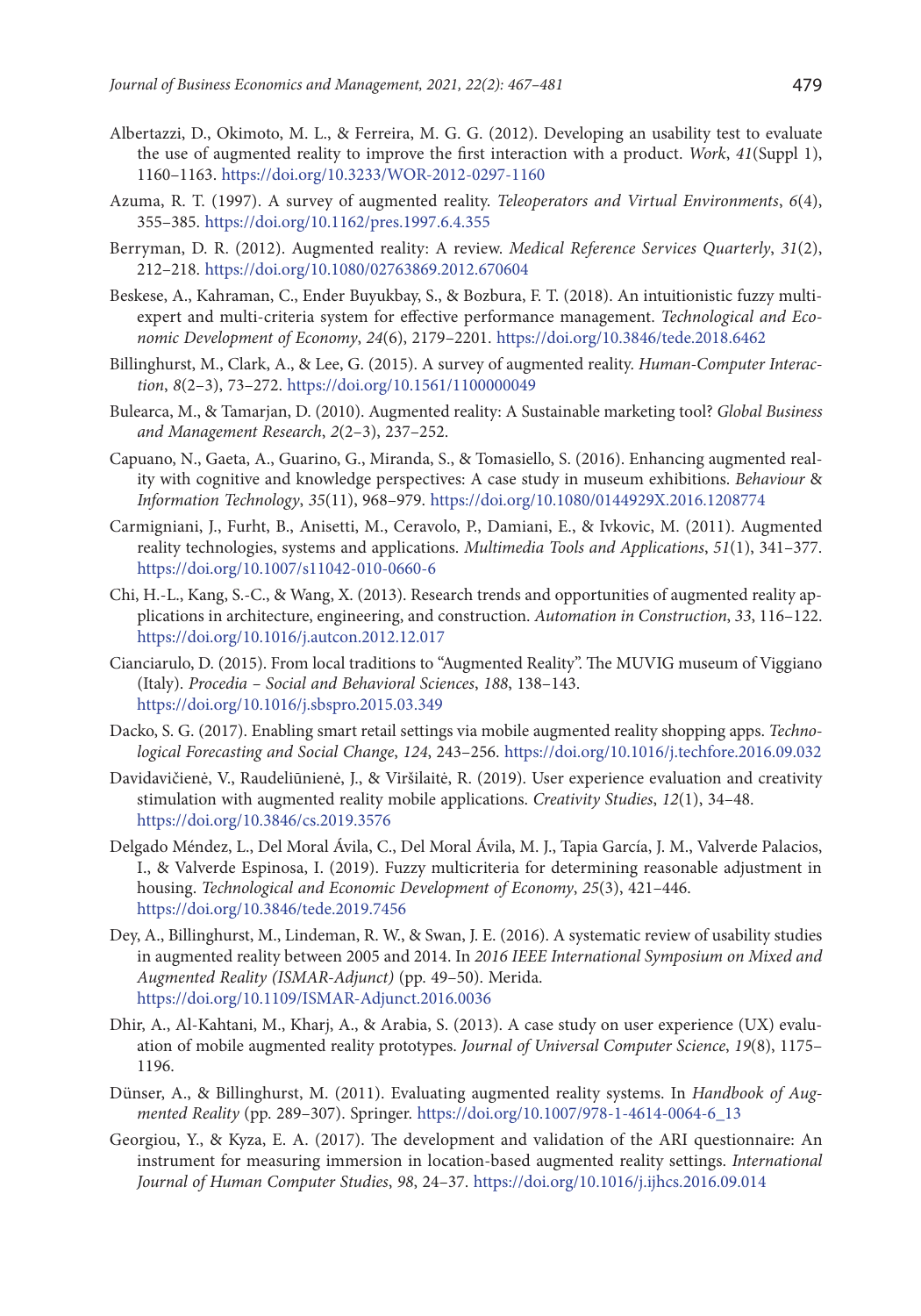Albertazzi, D., Okimoto, M. L., & Ferreira, M. G. G. (2012). Developing an usability test to evaluate the use of augmented reality to improve the first interaction with a product. *Work*, *41*(Suppl 1), 1160–1163. https://doi.org/10.3233/WOR-2012-0297-1160

Azuma, R. T. (1997). A survey of augmented reality. *Teleoperators and Virtual Environments*, *6*(4), 355–385. https://doi.org/10.1162/pres.1997.6.4.355

Berryman, D. R. (2012). Augmented reality: A review. *Medical Reference Services Quarterly*, *31*(2), 212–218. https://doi.org/10.1080/02763869.2012.670604

Beskese, A., Kahraman, C., Ender Buyukbay, S., & Bozbura, F. T. (2018). An intuitionistic fuzzy multi-expert and multi-criteria system for effective performance management. *Technological and Economic Development of Economy*, *24*(6), 2179–2201. https://doi.org/10.3846/tede.2018.6462

Billinghurst, M., Clark, A., & Lee, G. (2015). A survey of augmented reality. *Human-Computer Interaction*, *8*(2–3), 73–272. https://doi.org/10.1561/1100000049

Bulearca, M., & Tamarjan, D. (2010). Augmented reality: A Sustainable marketing tool? *Global Business and Management Research*, *2*(2–3), 237–252.

Capuano, N., Gaeta, A., Guarino, G., Miranda, S., & Tomasiello, S. (2016). Enhancing augmented reality with cognitive and knowledge perspectives: A case study in museum exhibitions. *Behaviour & Information Technology*, *35*(11), 968–979. https://doi.org/10.1080/0144929X.2016.1208774

Carmigniani, J., Furht, B., Anisetti, M., Ceravolo, P., Damiani, E., & Ivkovic, M. (2011). Augmented reality technologies, systems and applications. *Multimedia Tools and Applications*, *51*(1), 341–377. https://doi.org/10.1007/s11042-010-0660-6

Chi, H.-L., Kang, S.-C., & Wang, X. (2013). Research trends and opportunities of augmented reality applications in architecture, engineering, and construction. *Automation in Construction*, *33*, 116–122. https://doi.org/10.1016/j.autcon.2012.12.017

Cianciarulo, D. (2015). From local traditions to "Augmented Reality". The MUVIG museum of Viggiano (Italy). *Procedia – Social and Behavioral Sciences*, *188*, 138–143. https://doi.org/10.1016/j.sbspro.2015.03.349

Dacko, S. G. (2017). Enabling smart retail settings via mobile augmented reality shopping apps. *Technological Forecasting and Social Change*, *124*, 243–256. https://doi.org/10.1016/j.techfore.2016.09.032

Davidavičienė, V., Raudeliūnienė, J., & Viršilaitė, R. (2019). User experience evaluation and creativity stimulation with augmented reality mobile applications. *Creativity Studies*, *12*(1), 34–48. https://doi.org/10.3846/cs.2019.3576

Delgado Méndez, L., Del Moral Ávila, C., Del Moral Ávila, M. J., Tapia García, J. M., Valverde Palacios, I., & Valverde Espinosa, I. (2019). Fuzzy multicriteria for determining reasonable adjustment in housing. *Technological and Economic Development of Economy*, *25*(3), 421–446. https://doi.org/10.3846/tede.2019.7456

Dey, A., Billinghurst, M., Lindeman, R. W., & Swan, J. E. (2016). A systematic review of usability studies in augmented reality between 2005 and 2014. In *2016 IEEE International Symposium on Mixed and Augmented Reality (ISMAR-Adjunct)* (pp. 49–50). Merida. https://doi.org/10.1109/ISMAR-Adjunct.2016.0036

Dhir, A., Al-Kahtani, M., Kharj, A., & Arabia, S. (2013). A case study on user experience (UX) evaluation of mobile augmented reality prototypes. *Journal of Universal Computer Science*, *19*(8), 1175–1196.

Dünser, A., & Billinghurst, M. (2011). Evaluating augmented reality systems. In *Handbook of Augmented Reality* (pp. 289–307). Springer. https://doi.org/10.1007/978-1-4614-0064-6_13

Georgiou, Y., & Kyza, E. A. (2017). The development and validation of the ARI questionnaire: An instrument for measuring immersion in location-based augmented reality settings. *International Journal of Human Computer Studies*, *98*, 24–37. https://doi.org/10.1016/j.ijhcs.2016.09.014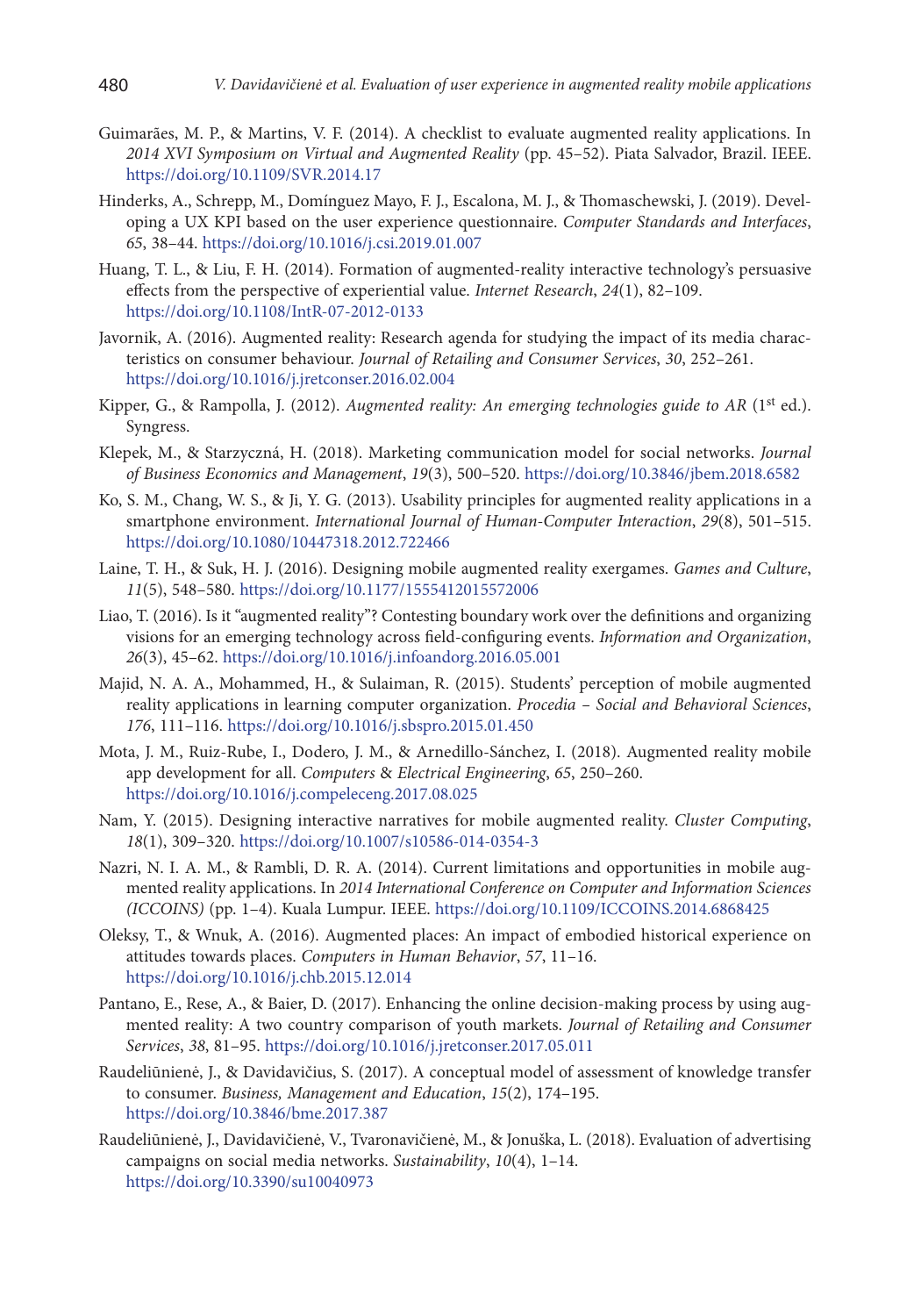Guimarães, M. P., & Martins, V. F. (2014). A checklist to evaluate augmented reality applications. In *2014 XVI Symposium on Virtual and Augmented Reality* (pp. 45–52). Piata Salvador, Brazil. IEEE. https://doi.org/10.1109/SVR.2014.17

Hinderks, A., Schrepp, M., Domínguez Mayo, F. J., Escalona, M. J., & Thomaschewski, J. (2019). Developing a UX KPI based on the user experience questionnaire. *Computer Standards and Interfaces*, *65*, 38–44. https://doi.org/10.1016/j.csi.2019.01.007

Huang, T. L., & Liu, F. H. (2014). Formation of augmented-reality interactive technology's persuasive effects from the perspective of experiential value. *Internet Research*, *24*(1), 82–109. https://doi.org/10.1108/IntR-07-2012-0133

Javornik, A. (2016). Augmented reality: Research agenda for studying the impact of its media characteristics on consumer behaviour. *Journal of Retailing and Consumer Services*, *30*, 252–261. https://doi.org/10.1016/j.jretconser.2016.02.004

Kipper, G., & Rampolla, J. (2012). *Augmented reality: An emerging technologies guide to AR* (1st ed.). Syngress.

Klepek, M., & Starzyczná, H. (2018). Marketing communication model for social networks. *Journal of Business Economics and Management*, *19*(3), 500–520. https://doi.org/10.3846/jbem.2018.6582

Ko, S. M., Chang, W. S., & Ji, Y. G. (2013). Usability principles for augmented reality applications in a smartphone environment. *International Journal of Human-Computer Interaction*, *29*(8), 501–515. https://doi.org/10.1080/10447318.2012.722466

Laine, T. H., & Suk, H. J. (2016). Designing mobile augmented reality exergames. *Games and Culture*, *11*(5), 548–580. https://doi.org/10.1177/1555412015572006

Liao, T. (2016). Is it "augmented reality"? Contesting boundary work over the definitions and organizing visions for an emerging technology across field-configuring events. *Information and Organization*, *26*(3), 45–62. https://doi.org/10.1016/j.infoandorg.2016.05.001

Majid, N. A. A., Mohammed, H., & Sulaiman, R. (2015). Students' perception of mobile augmented reality applications in learning computer organization. *Procedia – Social and Behavioral Sciences*, *176*, 111–116. https://doi.org/10.1016/j.sbspro.2015.01.450

Mota, J. M., Ruiz-Rube, I., Dodero, J. M., & Arnedillo-Sánchez, I. (2018). Augmented reality mobile app development for all. *Computers & Electrical Engineering*, *65*, 250–260. https://doi.org/10.1016/j.compeleceng.2017.08.025

Nam, Y. (2015). Designing interactive narratives for mobile augmented reality. *Cluster Computing*, *18*(1), 309–320. https://doi.org/10.1007/s10586-014-0354-3

Nazri, N. I. A. M., & Rambli, D. R. A. (2014). Current limitations and opportunities in mobile augmented reality applications. In *2014 International Conference on Computer and Information Sciences (ICCOINS)* (pp. 1–4). Kuala Lumpur. IEEE. https://doi.org/10.1109/ICCOINS.2014.6868425

Oleksy, T., & Wnuk, A. (2016). Augmented places: An impact of embodied historical experience on attitudes towards places. *Computers in Human Behavior*, *57*, 11–16. https://doi.org/10.1016/j.chb.2015.12.014

Pantano, E., Rese, A., & Baier, D. (2017). Enhancing the online decision-making process by using augmented reality: A two country comparison of youth markets. *Journal of Retailing and Consumer Services*, *38*, 81–95. https://doi.org/10.1016/j.jretconser.2017.05.011

Raudeliūnienė, J., & Davidavičius, S. (2017). A conceptual model of assessment of knowledge transfer to consumer. *Business, Management and Education*, *15*(2), 174–195. https://doi.org/10.3846/bme.2017.387

Raudeliūnienė, J., Davidavičienė, V., Tvaronavičienė, M., & Jonuška, L. (2018). Evaluation of advertising campaigns on social media networks. *Sustainability*, *10*(4), 1–14. https://doi.org/10.3390/su10040973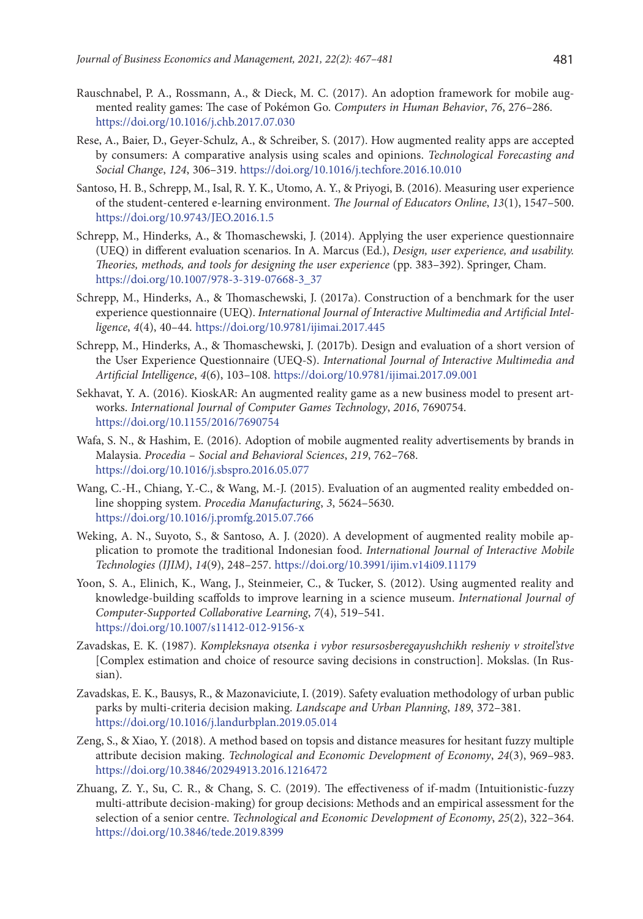Rauschnabel, P. A., Rossmann, A., & Dieck, M. C. (2017). An adoption framework for mobile augmented reality games: The case of Pokémon Go. *Computers in Human Behavior*, *76*, 276–286. https://doi.org/10.1016/j.chb.2017.07.030

Rese, A., Baier, D., Geyer-Schulz, A., & Schreiber, S. (2017). How augmented reality apps are accepted by consumers: A comparative analysis using scales and opinions. *Technological Forecasting and Social Change*, *124*, 306–319. https://doi.org/10.1016/j.techfore.2016.10.010

Santoso, H. B., Schrepp, M., Isal, R. Y. K., Utomo, A. Y., & Priyogi, B. (2016). Measuring user experience of the student-centered e-learning environment. *The Journal of Educators Online*, *13*(1), 1547–500. https://doi.org/10.9743/JEO.2016.1.5

Schrepp, M., Hinderks, A., & Thomaschewski, J. (2014). Applying the user experience questionnaire (UEQ) in different evaluation scenarios. In A. Marcus (Ed.), *Design, user experience, and usability. Theories, methods, and tools for designing the user experience* (pp. 383–392). Springer, Cham. https://doi.org/10.1007/978-3-319-07668-3_37

Schrepp, M., Hinderks, A., & Thomaschewski, J. (2017a). Construction of a benchmark for the user experience questionnaire (UEQ). *International Journal of Interactive Multimedia and Artificial Intelligence*, *4*(4), 40–44. https://doi.org/10.9781/ijimai.2017.445

Schrepp, M., Hinderks, A., & Thomaschewski, J. (2017b). Design and evaluation of a short version of the User Experience Questionnaire (UEQ-S). *International Journal of Interactive Multimedia and Artificial Intelligence*, *4*(6), 103–108. https://doi.org/10.9781/ijimai.2017.09.001

Sekhavat, Y. A. (2016). KioskAR: An augmented reality game as a new business model to present artworks. *International Journal of Computer Games Technology*, *2016*, 7690754. https://doi.org/10.1155/2016/7690754

Wafa, S. N., & Hashim, E. (2016). Adoption of mobile augmented reality advertisements by brands in Malaysia. *Procedia – Social and Behavioral Sciences*, *219*, 762–768. https://doi.org/10.1016/j.sbspro.2016.05.077

Wang, C.-H., Chiang, Y.-C., & Wang, M.-J. (2015). Evaluation of an augmented reality embedded online shopping system. *Procedia Manufacturing*, *3*, 5624–5630. https://doi.org/10.1016/j.promfg.2015.07.766

Weking, A. N., Suyoto, S., & Santoso, A. J. (2020). A development of augmented reality mobile application to promote the traditional Indonesian food. *International Journal of Interactive Mobile Technologies (IJIM)*, *14*(9), 248–257. https://doi.org/10.3991/ijim.v14i09.11179

Yoon, S. A., Elinich, K., Wang, J., Steinmeier, C., & Tucker, S. (2012). Using augmented reality and knowledge-building scaffolds to improve learning in a science museum. *International Journal of Computer-Supported Collaborative Learning*, *7*(4), 519–541. https://doi.org/10.1007/s11412-012-9156-x

Zavadskas, E. K. (1987). *Kompleksnaya otsenka i vybor resursosberegayushchikh resheniy v stroitel'stve* [Complex estimation and choice of resource saving decisions in construction]. Mokslas. (In Russian).

Zavadskas, E. K., Bausys, R., & Mazonaviciute, I. (2019). Safety evaluation methodology of urban public parks by multi-criteria decision making. *Landscape and Urban Planning*, *189*, 372–381. https://doi.org/10.1016/j.landurbplan.2019.05.014

Zeng, S., & Xiao, Y. (2018). A method based on topsis and distance measures for hesitant fuzzy multiple attribute decision making. *Technological and Economic Development of Economy*, *24*(3), 969–983. https://doi.org/10.3846/20294913.2016.1216472

Zhuang, Z. Y., Su, C. R., & Chang, S. C. (2019). The effectiveness of if-madm (Intuitionistic-fuzzy multi-attribute decision-making) for group decisions: Methods and an empirical assessment for the selection of a senior centre. *Technological and Economic Development of Economy*, *25*(2), 322–364. https://doi.org/10.3846/tede.2019.8399